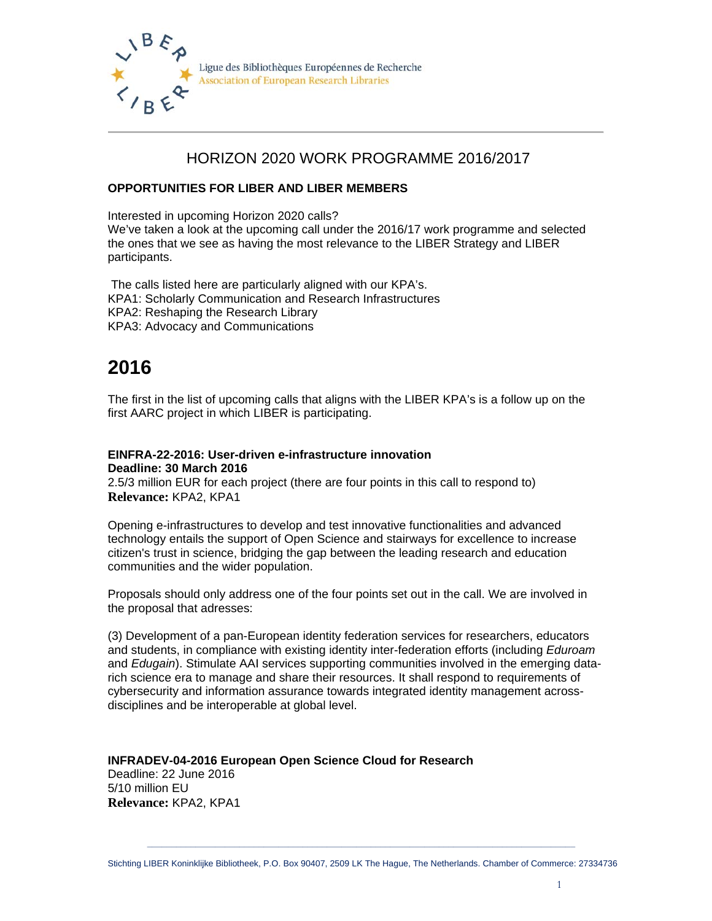Ligue des Bibliothèques Européennes de Recherche
Association of European Research Libraries

# HORIZON 2020 WORK PROGRAMME 2016/2017

**OPPORTUNITIES FOR LIBER AND LIBER MEMBERS**

Interested in upcoming Horizon 2020 calls?
We've taken a look at the upcoming call under the 2016/17 work programme and selected the ones that we see as having the most relevance to the LIBER Strategy and LIBER participants.

The calls listed here are particularly aligned with our KPA's.
KPA1: Scholarly Communication and Research Infrastructures
KPA2: Reshaping the Research Library
KPA3: Advocacy and Communications

# 2016

The first in the list of upcoming calls that aligns with the LIBER KPA's is a follow up on the first AARC project in which LIBER is participating.

**EINFRA-22-2016: User-driven e-infrastructure innovation**
**Deadline: 30 March 2016**
2.5/3 million EUR for each project (there are four points in this call to respond to)
**Relevance:** KPA2, KPA1

Opening e-infrastructures to develop and test innovative functionalities and advanced technology entails the support of Open Science and stairways for excellence to increase citizen's trust in science, bridging the gap between the leading research and education communities and the wider population.

Proposals should only address one of the four points set out in the call. We are involved in the proposal that adresses:

(3) Development of a pan-European identity federation services for researchers, educators and students, in compliance with existing identity inter-federation efforts (including *Eduroam* and *Edugain*). Stimulate AAI services supporting communities involved in the emerging data-rich science era to manage and share their resources. It shall respond to requirements of cybersecurity and information assurance towards integrated identity management across-disciplines and be interoperable at global level.

**INFRADEV-04-2016 European Open Science Cloud for Research**
Deadline: 22 June 2016
5/10 million EU
**Relevance:** KPA2, KPA1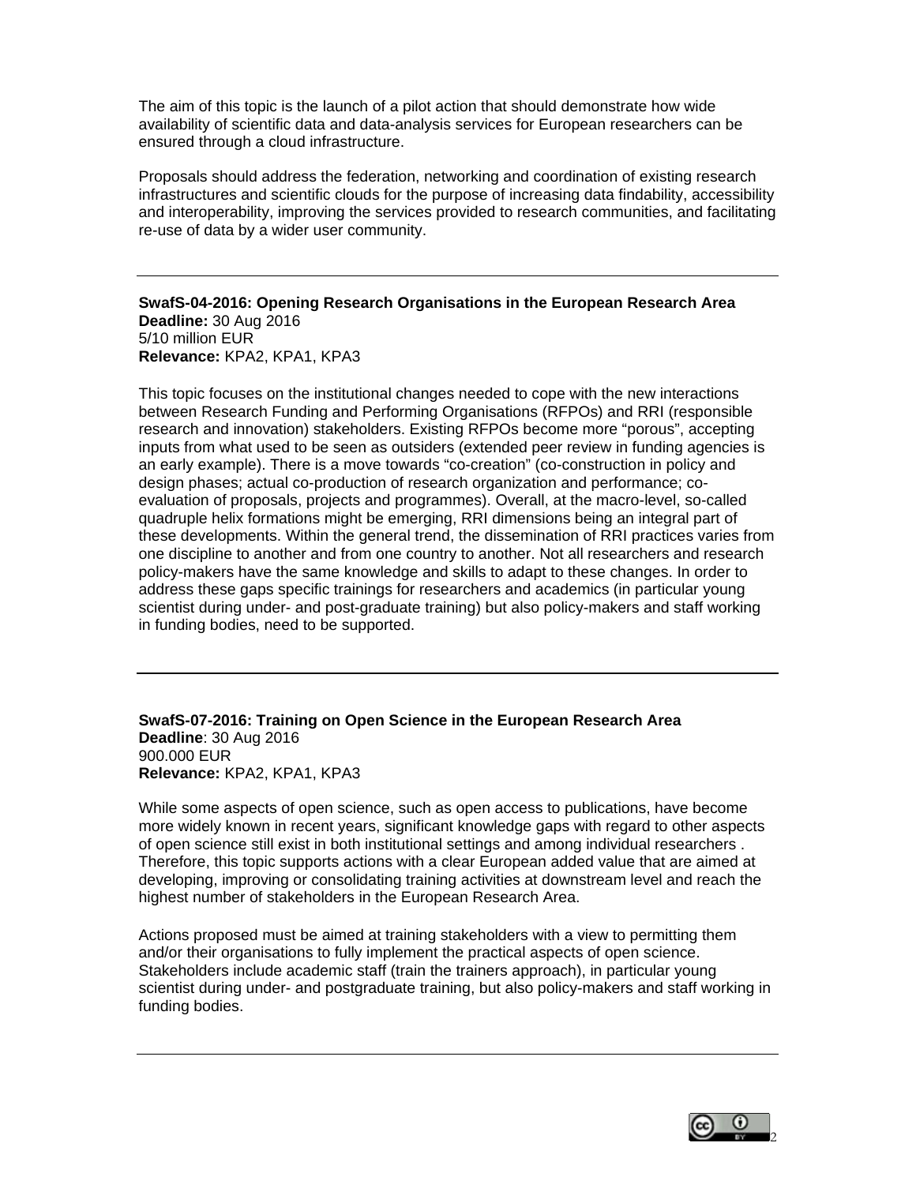The aim of this topic is the launch of a pilot action that should demonstrate how wide availability of scientific data and data-analysis services for European researchers can be ensured through a cloud infrastructure.

Proposals should address the federation, networking and coordination of existing research infrastructures and scientific clouds for the purpose of increasing data findability, accessibility and interoperability, improving the services provided to research communities, and facilitating re-use of data by a wider user community.

---

**SwafS-04-2016: Opening Research Organisations in the European Research Area**
**Deadline:** 30 Aug 2016
5/10 million EUR
**Relevance:** KPA2, KPA1, KPA3

This topic focuses on the institutional changes needed to cope with the new interactions between Research Funding and Performing Organisations (RFPOs) and RRI (responsible research and innovation) stakeholders. Existing RFPOs become more "porous", accepting inputs from what used to be seen as outsiders (extended peer review in funding agencies is an early example). There is a move towards "co-creation" (co-construction in policy and design phases; actual co-production of research organization and performance; co-evaluation of proposals, projects and programmes). Overall, at the macro-level, so-called quadruple helix formations might be emerging, RRI dimensions being an integral part of these developments. Within the general trend, the dissemination of RRI practices varies from one discipline to another and from one country to another. Not all researchers and research policy-makers have the same knowledge and skills to adapt to these changes. In order to address these gaps specific trainings for researchers and academics (in particular young scientist during under- and post-graduate training) but also policy-makers and staff working in funding bodies, need to be supported.

---

**SwafS-07-2016: Training on Open Science in the European Research Area**
**Deadline**: 30 Aug 2016
900.000 EUR
**Relevance:** KPA2, KPA1, KPA3

While some aspects of open science, such as open access to publications, have become more widely known in recent years, significant knowledge gaps with regard to other aspects of open science still exist in both institutional settings and among individual researchers . Therefore, this topic supports actions with a clear European added value that are aimed at developing, improving or consolidating training activities at downstream level and reach the highest number of stakeholders in the European Research Area.

Actions proposed must be aimed at training stakeholders with a view to permitting them and/or their organisations to fully implement the practical aspects of open science. Stakeholders include academic staff (train the trainers approach), in particular young scientist during under- and postgraduate training, but also policy-makers and staff working in funding bodies.

---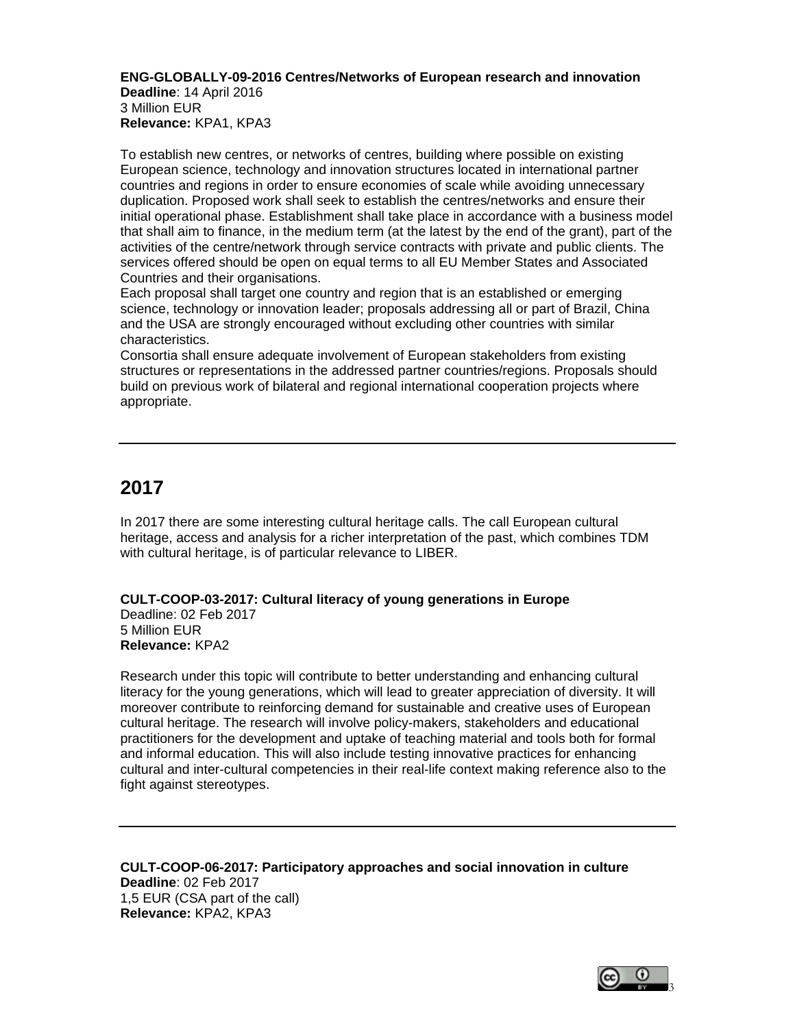**ENG-GLOBALLY-09-2016 Centres/Networks of European research and innovation**
**Deadline**: 14 April 2016
3 Million EUR
**Relevance:** KPA1, KPA3

To establish new centres, or networks of centres, building where possible on existing European science, technology and innovation structures located in international partner countries and regions in order to ensure economies of scale while avoiding unnecessary duplication. Proposed work shall seek to establish the centres/networks and ensure their initial operational phase. Establishment shall take place in accordance with a business model that shall aim to finance, in the medium term (at the latest by the end of the grant), part of the activities of the centre/network through service contracts with private and public clients. The services offered should be open on equal terms to all EU Member States and Associated Countries and their organisations.
Each proposal shall target one country and region that is an established or emerging science, technology or innovation leader; proposals addressing all or part of Brazil, China and the USA are strongly encouraged without excluding other countries with similar characteristics.
Consortia shall ensure adequate involvement of European stakeholders from existing structures or representations in the addressed partner countries/regions. Proposals should build on previous work of bilateral and regional international cooperation projects where appropriate.

---

## 2017

In 2017 there are some interesting cultural heritage calls. The call European cultural heritage, access and analysis for a richer interpretation of the past, which combines TDM with cultural heritage, is of particular relevance to LIBER.

**CULT-COOP-03-2017: Cultural literacy of young generations in Europe**
Deadline: 02 Feb 2017
5 Million EUR
**Relevance:** KPA2

Research under this topic will contribute to better understanding and enhancing cultural literacy for the young generations, which will lead to greater appreciation of diversity. It will moreover contribute to reinforcing demand for sustainable and creative uses of European cultural heritage. The research will involve policy-makers, stakeholders and educational practitioners for the development and uptake of teaching material and tools both for formal and informal education. This will also include testing innovative practices for enhancing cultural and inter-cultural competencies in their real-life context making reference also to the fight against stereotypes.

---

**CULT-COOP-06-2017: Participatory approaches and social innovation in culture**
**Deadline**: 02 Feb 2017
1,5 EUR (CSA part of the call)
**Relevance:** KPA2, KPA3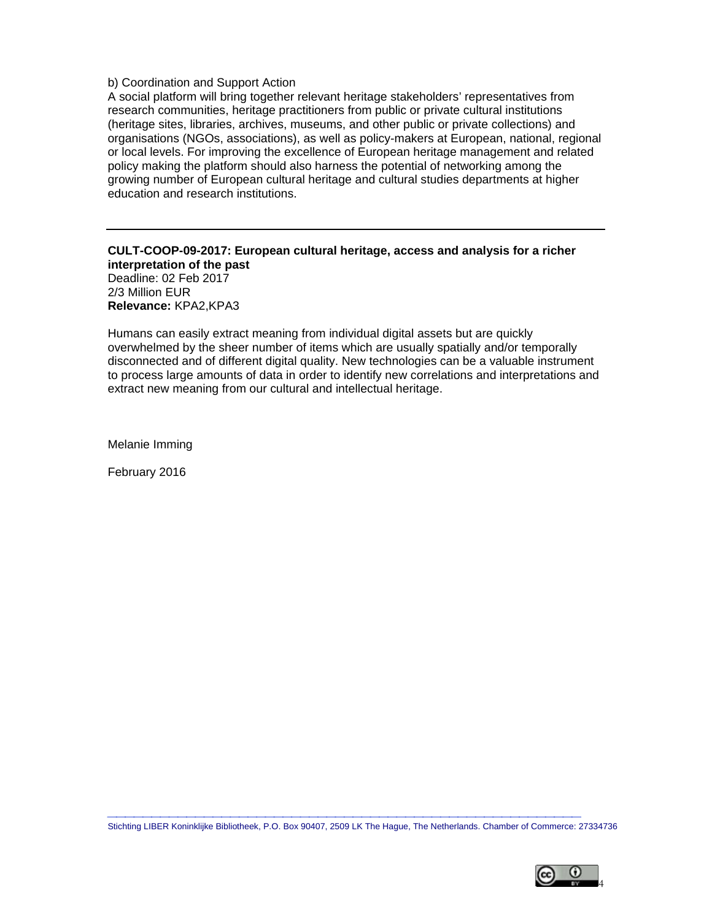b) Coordination and Support Action

A social platform will bring together relevant heritage stakeholders' representatives from research communities, heritage practitioners from public or private cultural institutions (heritage sites, libraries, archives, museums, and other public or private collections) and organisations (NGOs, associations), as well as policy-makers at European, national, regional or local levels. For improving the excellence of European heritage management and related policy making the platform should also harness the potential of networking among the growing number of European cultural heritage and cultural studies departments at higher education and research institutions.

---

**CULT-COOP-09-2017: European cultural heritage, access and analysis for a richer interpretation of the past**
Deadline: 02 Feb 2017
2/3 Million EUR
**Relevance:** KPA2,KPA3

Humans can easily extract meaning from individual digital assets but are quickly overwhelmed by the sheer number of items which are usually spatially and/or temporally disconnected and of different digital quality. New technologies can be a valuable instrument to process large amounts of data in order to identify new correlations and interpretations and extract new meaning from our cultural and intellectual heritage.

Melanie Imming

February 2016